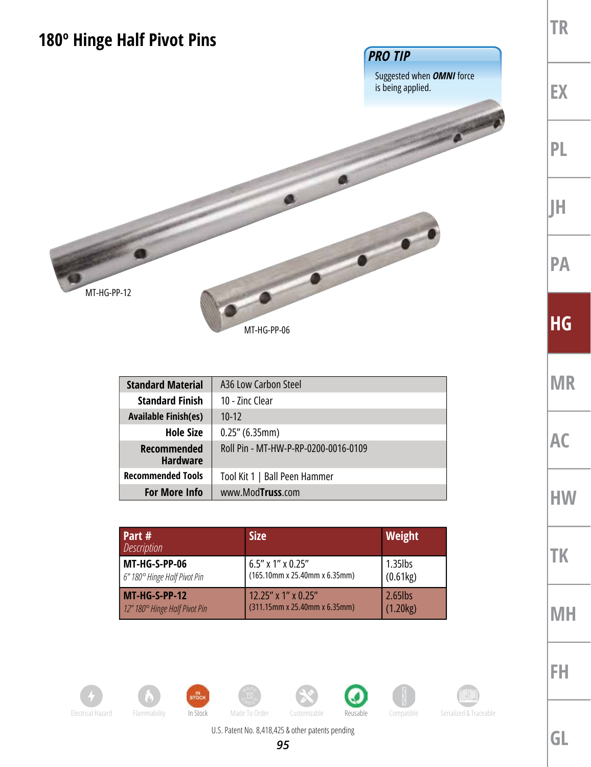# 180º Hinge Half Pivot Pins

**PRO TIP**

Suggested when ***OMNI*** force is being applied.

MT-HG-PP-12

MT-HG-PP-06

| **Standard Material** | A36 Low Carbon Steel |
|---|---|
| **Standard Finish** | 10 - Zinc Clear |
| **Available Finish(es)** | 10-12 |
| **Hole Size** | 0.25" (6.35mm) |
| **Recommended Hardware** | Roll Pin - MT-HW-P-RP-0200-0016-0109 |
| **Recommended Tools** | Tool Kit 1 \| Ball Peen Hammer |
| **For More Info** | www.Mod**Truss**.com |

| Part # *Description* | Size | Weight |
|---|---|---|
| **MT-HG-S-PP-06** *6" 180° Hinge Half Pivot Pin* | 6.5" x 1" x 0.25" (165.10mm x 25.40mm x 6.35mm) | 1.35lbs (0.61kg) |
| **MT-HG-S-PP-12** *12" 180° Hinge Half Pivot Pin* | 12.25" x 1" x 0.25" (311.15mm x 25.40mm x 6.35mm) | 2.65lbs (1.20kg) |

Electrical Hazard | Flammability | In Stock | Made To Order | Customizable | Reusable | Compatible | Serialized & Traceable

U.S. Patent No. 8,418,425 & other patents pending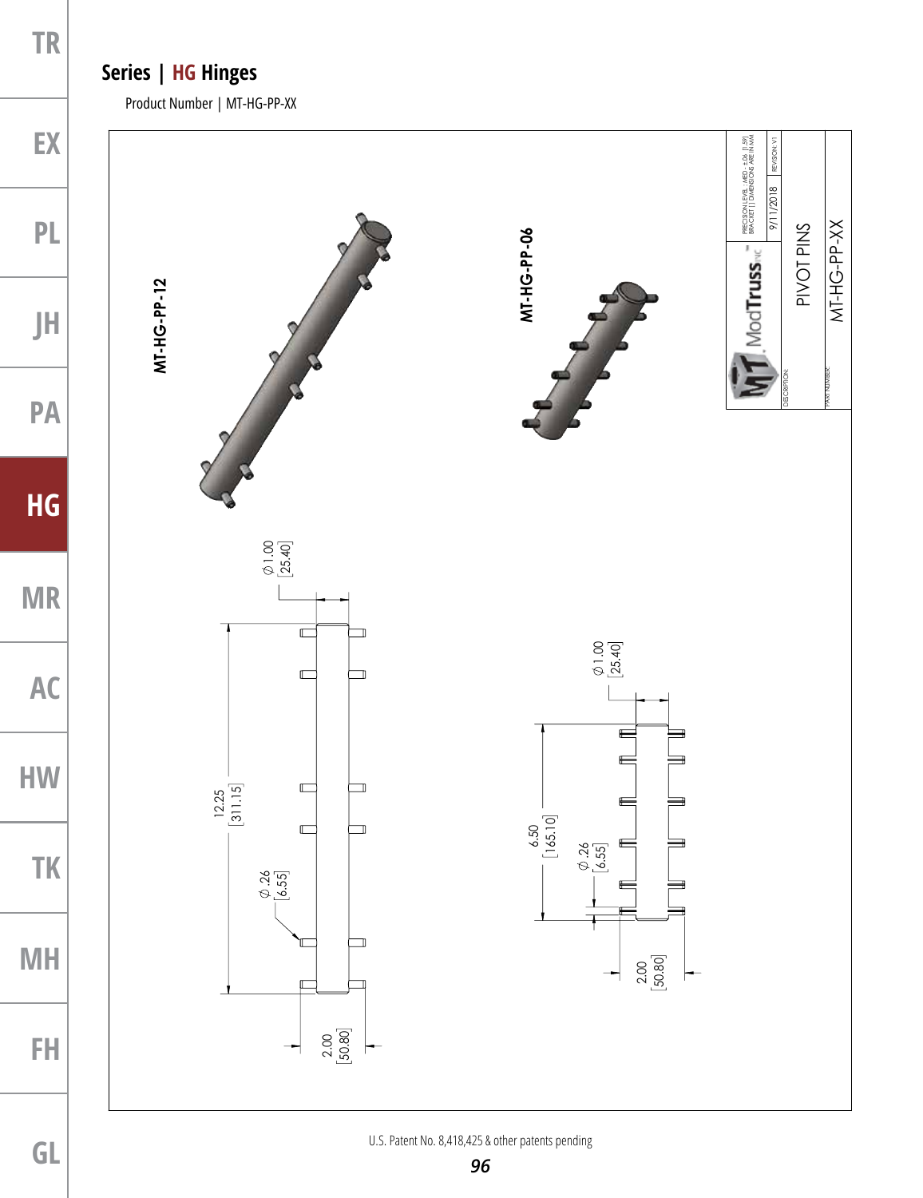## Series | HG Hinges

Product Number | MT-HG-PP-XX

MT-HG-PP-12

MT-HG-PP-06

PRECISION LEVEL : MED ± .06 [1.59]
BRACKET [ ] DIMENSIONS ARE IN MM

9/11/2018

REVISION: V1

ModTruss INC

DESCRIPTION: PIVOT PINS

PART NUMBER: MT-HG-PP-XX

Ø 1.00 [25.40]

12.25 [311.15]

Ø .26 [6.55]

2.00 [50.80]

Ø 1.00 [25.40]

6.50 [165.10]

Ø .26 [6.55]

2.00 [50.80]

U.S. Patent No. 8,418,425 & other patents pending